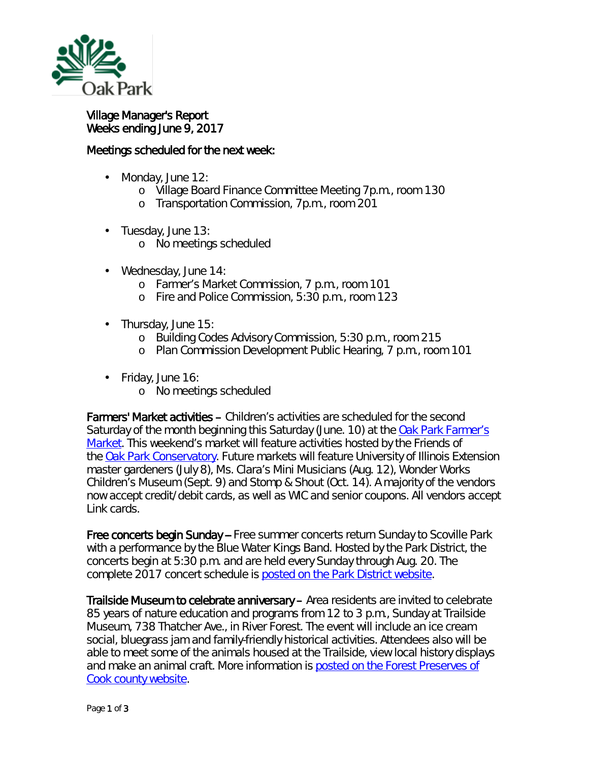Village Manager's Report
Weeks ending June 9, 2017

Meetings scheduled for the next week:

- Monday, June 12:
  - Village Board Finance Committee Meeting 7p.m., room 130
  - Transportation Commission, 7p.m., room 201

- Tuesday, June 13:
  - No meetings scheduled

- Wednesday, June 14:
  - Farmer's Market Commission, 7 p.m., room 101
  - Fire and Police Commission, 5:30 p.m., room 123

- Thursday, June 15:
  - Building Codes Advisory Commission, 5:30 p.m., room 215
  - Plan Commission Development Public Hearing, 7 p.m., room 101

- Friday, June 16:
  - No meetings scheduled

**Farmers' Market activities** – Children's activities are scheduled for the second Saturday of the month beginning this Saturday (June. 10) at the Oak Park Farmer's Market. This weekend's market will feature activities hosted by the Friends of the Oak Park Conservatory. Future markets will feature University of Illinois Extension master gardeners (July 8), Ms. Clara's Mini Musicians (Aug. 12), Wonder Works Children's Museum (Sept. 9) and Stomp & Shout (Oct. 14). A majority of the vendors now accept credit/debit cards, as well as WIC and senior coupons. All vendors accept Link cards.

**Free concerts begin Sunday** – Free summer concerts return Sunday to Scoville Park with a performance by the Blue Water Kings Band. Hosted by the Park District, the concerts begin at 5:30 p.m. and are held every Sunday through Aug. 20. The complete 2017 concert schedule is posted on the Park District website.

**Trailside Museum to celebrate anniversary** – Area residents are invited to celebrate 85 years of nature education and programs from 12 to 3 p.m., Sunday at Trailside Museum, 738 Thatcher Ave., in River Forest. The event will include an ice cream social, bluegrass jam and family-friendly historical activities. Attendees also will be able to meet some of the animals housed at the Trailside, view local history displays and make an animal craft. More information is posted on the Forest Preserves of Cook county website.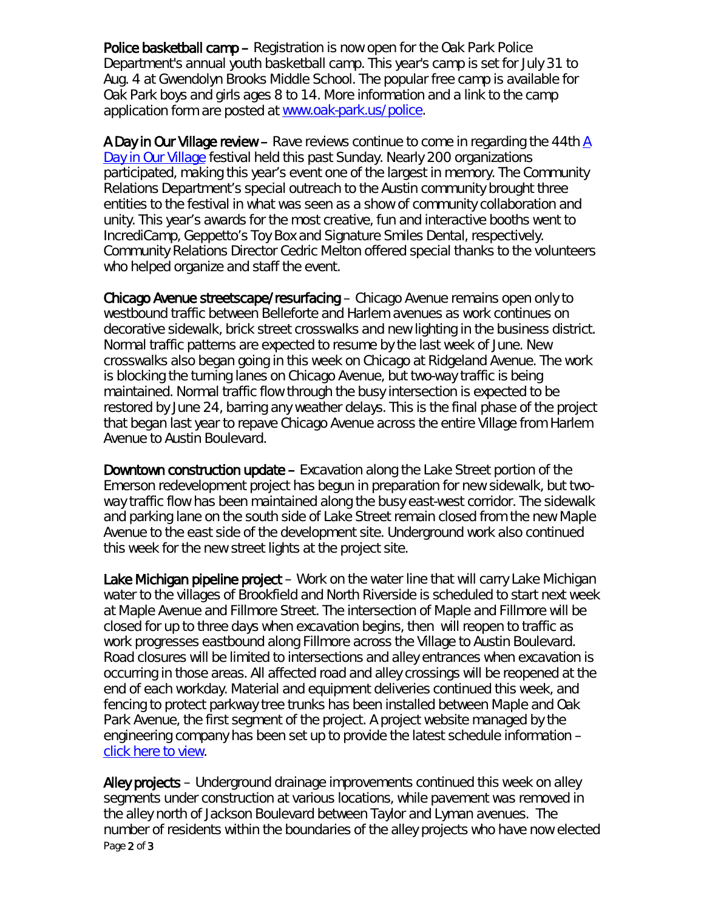**Police basketball camp** – Registration is now open for the Oak Park Police Department's annual youth basketball camp. This year's camp is set for July 31 to Aug. 4 at Gwendolyn Brooks Middle School. The popular free camp is available for Oak Park boys and girls ages 8 to 14. More information and a link to the camp application form are posted at [www.oak-park.us/police](www.oak-park.us/police).

**A Day in Our Village review** – Rave reviews continue to come in regarding the 44th [A Day in Our Village]() festival held this past Sunday. Nearly 200 organizations participated, making this year's event one of the largest in memory. The Community Relations Department's special outreach to the Austin community brought three entities to the festival in what was seen as a show of community collaboration and unity. This year's awards for the most creative, fun and interactive booths went to IncrediCamp, Geppetto's Toy Box and Signature Smiles Dental, respectively. Community Relations Director Cedric Melton offered special thanks to the volunteers who helped organize and staff the event.

**Chicago Avenue streetscape/resurfacing** – Chicago Avenue remains open only to westbound traffic between Belleforte and Harlem avenues as work continues on decorative sidewalk, brick street crosswalks and new lighting in the business district. Normal traffic patterns are expected to resume by the last week of June. New crosswalks also began going in this week on Chicago at Ridgeland Avenue. The work is blocking the turning lanes on Chicago Avenue, but two-way traffic is being maintained. Normal traffic flow through the busy intersection is expected to be restored by June 24, barring any weather delays. This is the final phase of the project that began last year to repave Chicago Avenue across the entire Village from Harlem Avenue to Austin Boulevard.

**Downtown construction update** – Excavation along the Lake Street portion of the Emerson redevelopment project has begun in preparation for new sidewalk, but two-way traffic flow has been maintained along the busy east-west corridor. The sidewalk and parking lane on the south side of Lake Street remain closed from the new Maple Avenue to the east side of the development site. Underground work also continued this week for the new street lights at the project site.

**Lake Michigan pipeline project** – Work on the water line that will carry Lake Michigan water to the villages of Brookfield and North Riverside is scheduled to start next week at Maple Avenue and Fillmore Street. The intersection of Maple and Fillmore will be closed for up to three days when excavation begins, then will reopen to traffic as work progresses eastbound along Fillmore across the Village to Austin Boulevard. Road closures will be limited to intersections and alley entrances when excavation is occurring in those areas. All affected road and alley crossings will be reopened at the end of each workday. Material and equipment deliveries continued this week, and fencing to protect parkway tree trunks has been installed between Maple and Oak Park Avenue, the first segment of the project. A project website managed by the engineering company has been set up to provide the latest schedule information – [click here to view]().

**Alley projects** – Underground drainage improvements continued this week on alley segments under construction at various locations, while pavement was removed in the alley north of Jackson Boulevard between Taylor and Lyman avenues. The number of residents within the boundaries of the alley projects who have now elected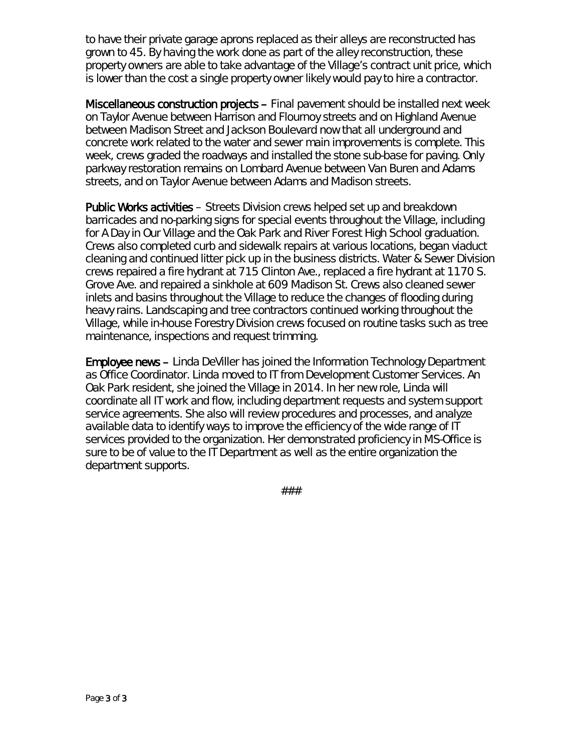to have their private garage aprons replaced as their alleys are reconstructed has grown to 45. By having the work done as part of the alley reconstruction, these property owners are able to take advantage of the Village's contract unit price, which is lower than the cost a single property owner likely would pay to hire a contractor.

**Miscellaneous construction projects** – Final pavement should be installed next week on Taylor Avenue between Harrison and Flournoy streets and on Highland Avenue between Madison Street and Jackson Boulevard now that all underground and concrete work related to the water and sewer main improvements is complete. This week, crews graded the roadways and installed the stone sub-base for paving. Only parkway restoration remains on Lombard Avenue between Van Buren and Adams streets, and on Taylor Avenue between Adams and Madison streets.

**Public Works activities** – Streets Division crews helped set up and breakdown barricades and no-parking signs for special events throughout the Village, including for A Day in Our Village and the Oak Park and River Forest High School graduation. Crews also completed curb and sidewalk repairs at various locations, began viaduct cleaning and continued litter pick up in the business districts. Water & Sewer Division crews repaired a fire hydrant at 715 Clinton Ave., replaced a fire hydrant at 1170 S. Grove Ave. and repaired a sinkhole at 609 Madison St. Crews also cleaned sewer inlets and basins throughout the Village to reduce the changes of flooding during heavy rains. Landscaping and tree contractors continued working throughout the Village, while in-house Forestry Division crews focused on routine tasks such as tree maintenance, inspections and request trimming.

**Employee news** – Linda DeViller has joined the Information Technology Department as Office Coordinator. Linda moved to IT from Development Customer Services. An Oak Park resident, she joined the Village in 2014. In her new role, Linda will coordinate all IT work and flow, including department requests and system support service agreements. She also will review procedures and processes, and analyze available data to identify ways to improve the efficiency of the wide range of IT services provided to the organization. Her demonstrated proficiency in MS-Office is sure to be of value to the IT Department as well as the entire organization the department supports.

###